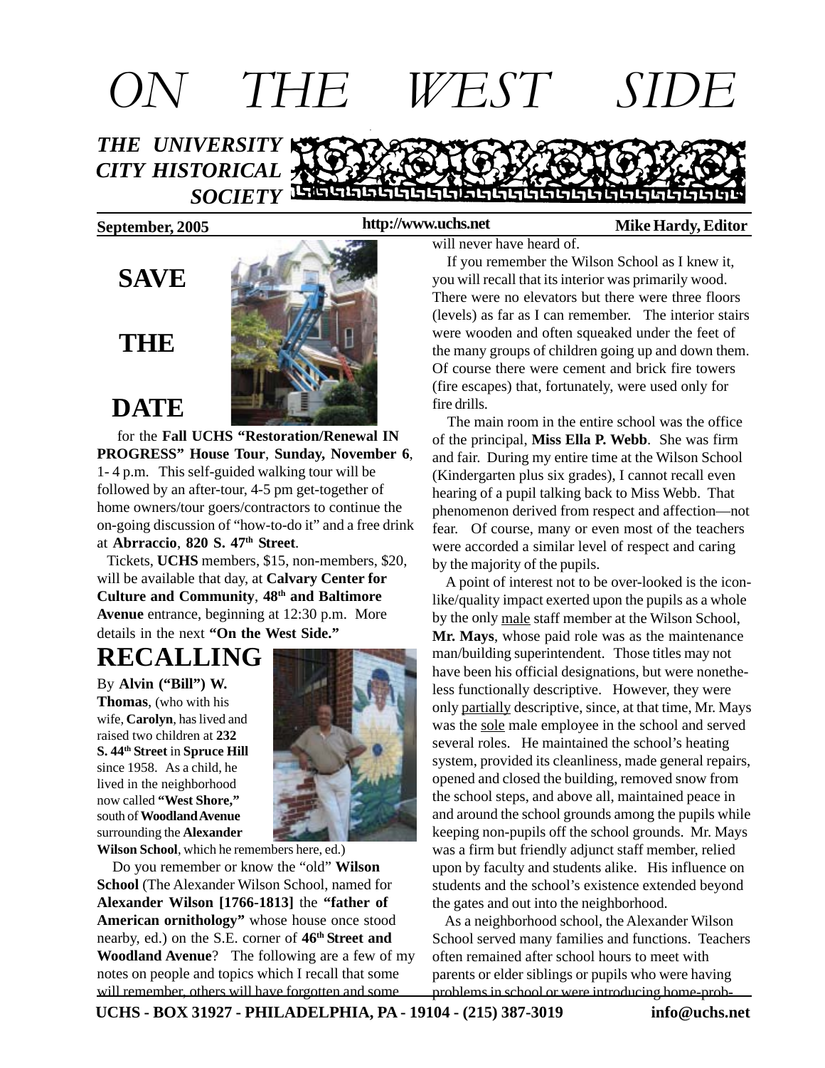# ON THE WEST SIDE

***THE UNIVERSITY CITY HISTORICAL SOCIETY***

**September, 2005** **http://www.uchs.net** **Mike Hardy, Editor**

## SAVE THE DATE

for the **Fall UCHS "Restoration/Renewal IN PROGRESS" House Tour**, **Sunday, November 6**, 1- 4 p.m. This self-guided walking tour will be followed by an after-tour, 4-5 pm get-together of home owners/tour goers/contractors to continue the on-going discussion of "how-to-do it" and a free drink at **Abrraccio**, **820 S. 47th Street**.

Tickets, **UCHS** members, $15, non-members, $20, will be available that day, at **Calvary Center for Culture and Community**, **48th and Baltimore Avenue** entrance, beginning at 12:30 p.m. More details in the next **"On the West Side."**

## RECALLING

By **Alvin ("Bill") W. Thomas**, (who with his wife, **Carolyn**, has lived and raised two children at **232 S. 44th Street** in **Spruce Hill** since 1958. As a child, he lived in the neighborhood now called **"West Shore,"** south of **Woodland Avenue** surrounding the **Alexander Wilson School**, which he remembers here, ed.)

Do you remember or know the "old" **Wilson School** (The Alexander Wilson School, named for **Alexander Wilson [1766-1813]** the **"father of American ornithology"** whose house once stood nearby, ed.) on the S.E. corner of **46th Street and Woodland Avenue**? The following are a few of my notes on people and topics which I recall that some will remember, others will have forgotten and some will never have heard of.

If you remember the Wilson School as I knew it, you will recall that its interior was primarily wood. There were no elevators but there were three floors (levels) as far as I can remember. The interior stairs were wooden and often squeaked under the feet of the many groups of children going up and down them. Of course there were cement and brick fire towers (fire escapes) that, fortunately, were used only for fire drills.

The main room in the entire school was the office of the principal, **Miss Ella P. Webb**. She was firm and fair. During my entire time at the Wilson School (Kindergarten plus six grades), I cannot recall even hearing of a pupil talking back to Miss Webb. That phenomenon derived from respect and affection—not fear. Of course, many or even most of the teachers were accorded a similar level of respect and caring by the majority of the pupils.

A point of interest not to be over-looked is the icon-like/quality impact exerted upon the pupils as a whole by the only <u>male</u> staff member at the Wilson School, **Mr. Mays**, whose paid role was as the maintenance man/building superintendent. Those titles may not have been his official designations, but were nonetheless functionally descriptive. However, they were only <u>partially</u> descriptive, since, at that time, Mr. Mays was the <u>sole</u> male employee in the school and served several roles. He maintained the school's heating system, provided its cleanliness, made general repairs, opened and closed the building, removed snow from the school steps, and above all, maintained peace in and around the school grounds among the pupils while keeping non-pupils off the school grounds. Mr. Mays was a firm but friendly adjunct staff member, relied upon by faculty and students alike. His influence on students and the school's existence extended beyond the gates and out into the neighborhood.

As a neighborhood school, the Alexander Wilson School served many families and functions. Teachers often remained after school hours to meet with parents or elder siblings or pupils who were having problems in school or were introducing home-prob-

UCHS - BOX 31927 - PHILADELPHIA, PA - 19104 - (215) 387-3019 info@uchs.net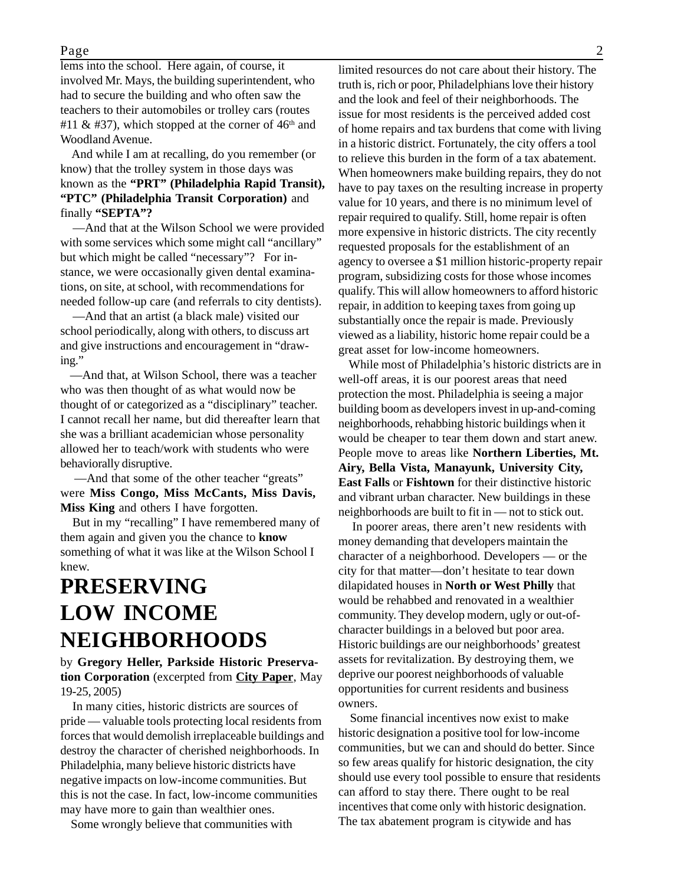lems into the school. Here again, of course, it involved Mr. Mays, the building superintendent, who had to secure the building and who often saw the teachers to their automobiles or trolley cars (routes #11 & #37), which stopped at the corner of 46th and Woodland Avenue.

And while I am at recalling, do you remember (or know) that the trolley system in those days was known as the **"PRT" (Philadelphia Rapid Transit), "PTC" (Philadelphia Transit Corporation)** and finally **"SEPTA"?**

—And that at the Wilson School we were provided with some services which some might call "ancillary" but which might be called "necessary"? For instance, we were occasionally given dental examinations, on site, at school, with recommendations for needed follow-up care (and referrals to city dentists).

—And that an artist (a black male) visited our school periodically, along with others, to discuss art and give instructions and encouragement in "drawing."

—And that, at Wilson School, there was a teacher who was then thought of as what would now be thought of or categorized as a "disciplinary" teacher. I cannot recall her name, but did thereafter learn that she was a brilliant academician whose personality allowed her to teach/work with students who were behaviorally disruptive.

—And that some of the other teacher "greats" were **Miss Congo, Miss McCants, Miss Davis, Miss King** and others I have forgotten.

But in my "recalling" I have remembered many of them again and given you the chance to **know** something of what it was like at the Wilson School I knew.

# PRESERVING LOW INCOME NEIGHBORHOODS

by **Gregory Heller, Parkside Historic Preservation Corporation** (excerpted from **City Paper**, May 19-25, 2005)

In many cities, historic districts are sources of pride — valuable tools protecting local residents from forces that would demolish irreplaceable buildings and destroy the character of cherished neighborhoods. In Philadelphia, many believe historic districts have negative impacts on low-income communities. But this is not the case. In fact, low-income communities may have more to gain than wealthier ones.

Some wrongly believe that communities with limited resources do not care about their history. The truth is, rich or poor, Philadelphians love their history and the look and feel of their neighborhoods. The issue for most residents is the perceived added cost of home repairs and tax burdens that come with living in a historic district. Fortunately, the city offers a tool to relieve this burden in the form of a tax abatement. When homeowners make building repairs, they do not have to pay taxes on the resulting increase in property value for 10 years, and there is no minimum level of repair required to qualify. Still, home repair is often more expensive in historic districts. The city recently requested proposals for the establishment of an agency to oversee a $1 million historic-property repair program, subsidizing costs for those whose incomes qualify. This will allow homeowners to afford historic repair, in addition to keeping taxes from going up substantially once the repair is made. Previously viewed as a liability, historic home repair could be a great asset for low-income homeowners.

While most of Philadelphia's historic districts are in well-off areas, it is our poorest areas that need protection the most. Philadelphia is seeing a major building boom as developers invest in up-and-coming neighborhoods, rehabbing historic buildings when it would be cheaper to tear them down and start anew. People move to areas like **Northern Liberties, Mt. Airy, Bella Vista, Manayunk, University City, East Falls** or **Fishtown** for their distinctive historic and vibrant urban character. New buildings in these neighborhoods are built to fit in — not to stick out.

In poorer areas, there aren't new residents with money demanding that developers maintain the character of a neighborhood. Developers — or the city for that matter—don't hesitate to tear down dilapidated houses in **North or West Philly** that would be rehabbed and renovated in a wealthier community. They develop modern, ugly or out-of-character buildings in a beloved but poor area. Historic buildings are our neighborhoods' greatest assets for revitalization. By destroying them, we deprive our poorest neighborhoods of valuable opportunities for current residents and business owners.

Some financial incentives now exist to make historic designation a positive tool for low-income communities, but we can and should do better. Since so few areas qualify for historic designation, the city should use every tool possible to ensure that residents can afford to stay there. There ought to be real incentives that come only with historic designation. The tax abatement program is citywide and has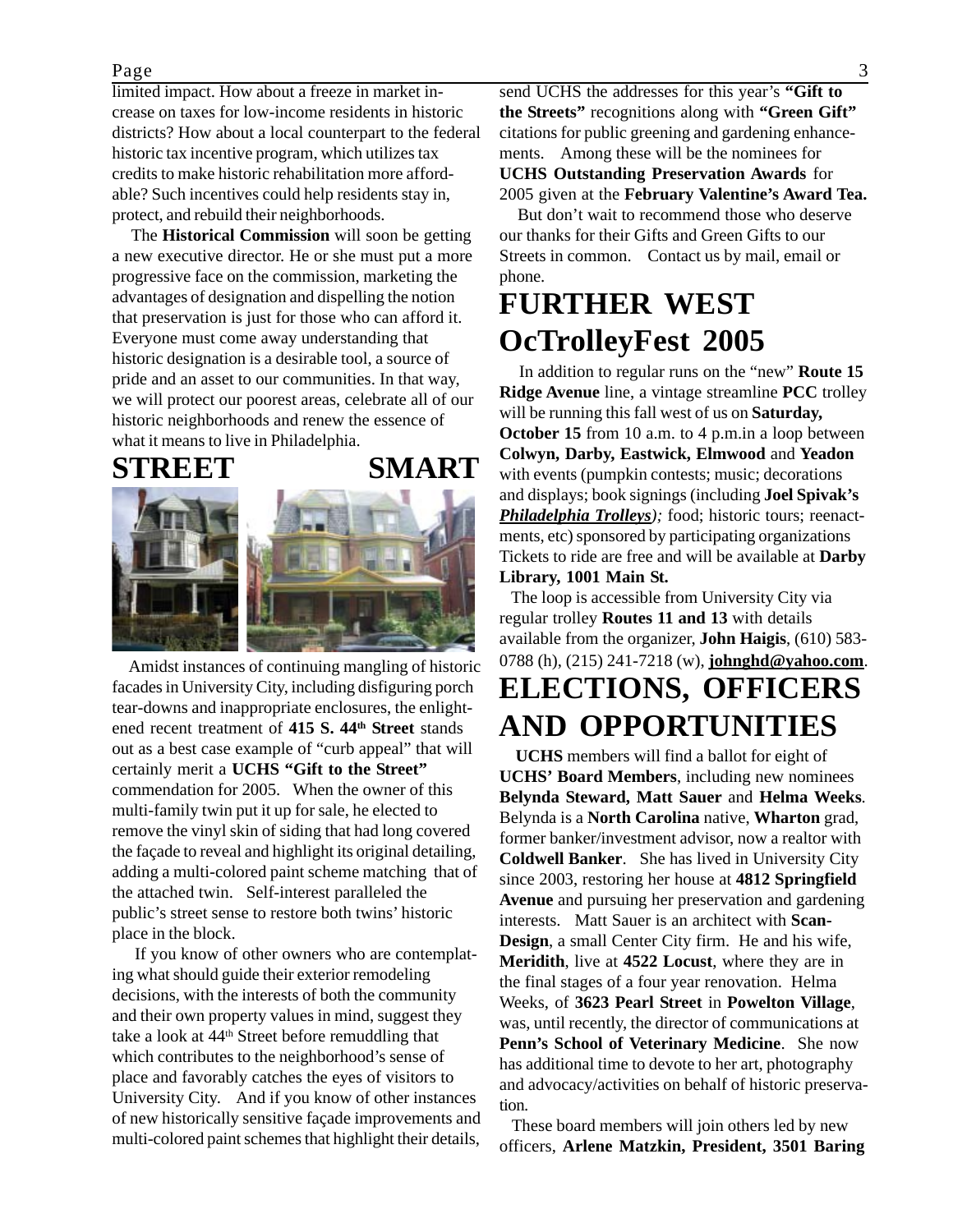limited impact. How about a freeze in market increase on taxes for low-income residents in historic districts? How about a local counterpart to the federal historic tax incentive program, which utilizes tax credits to make historic rehabilitation more affordable? Such incentives could help residents stay in, protect, and rebuild their neighborhoods.

The **Historical Commission** will soon be getting a new executive director. He or she must put a more progressive face on the commission, marketing the advantages of designation and dispelling the notion that preservation is just for those who can afford it. Everyone must come away understanding that historic designation is a desirable tool, a source of pride and an asset to our communities. In that way, we will protect our poorest areas, celebrate all of our historic neighborhoods and renew the essence of what it means to live in Philadelphia.

# STREET SMART

Amidst instances of continuing mangling of historic facades in University City, including disfiguring porch tear-downs and inappropriate enclosures, the enlightened recent treatment of **415 S. 44th Street** stands out as a best case example of "curb appeal" that will certainly merit a **UCHS "Gift to the Street"** commendation for 2005. When the owner of this multi-family twin put it up for sale, he elected to remove the vinyl skin of siding that had long covered the façade to reveal and highlight its original detailing, adding a multi-colored paint scheme matching that of the attached twin. Self-interest paralleled the public's street sense to restore both twins' historic place in the block.

If you know of other owners who are contemplating what should guide their exterior remodeling decisions, with the interests of both the community and their own property values in mind, suggest they take a look at 44th Street before remuddling that which contributes to the neighborhood's sense of place and favorably catches the eyes of visitors to University City. And if you know of other instances of new historically sensitive façade improvements and multi-colored paint schemes that highlight their details, send UCHS the addresses for this year's **"Gift to the Streets"** recognitions along with **"Green Gift"** citations for public greening and gardening enhancements. Among these will be the nominees for **UCHS Outstanding Preservation Awards** for 2005 given at the **February Valentine's Award Tea.**

But don't wait to recommend those who deserve our thanks for their Gifts and Green Gifts to our Streets in common. Contact us by mail, email or phone.

# FURTHER WEST OcTrolleyFest 2005

In addition to regular runs on the "new" **Route 15 Ridge Avenue** line, a vintage streamline **PCC** trolley will be running this fall west of us on **Saturday, October 15** from 10 a.m. to 4 p.m.in a loop between **Colwyn, Darby, Eastwick, Elmwood** and **Yeadon** with events (pumpkin contests; music; decorations and displays; book signings (including **Joel Spivak's** ***Philadelphia Trolleys***); food; historic tours; reenactments, etc) sponsored by participating organizations Tickets to ride are free and will be available at **Darby Library, 1001 Main St.**

The loop is accessible from University City via regular trolley **Routes 11 and 13** with details available from the organizer, **John Haigis**, (610) 583-0788 (h), (215) 241-7218 (w), **johnghd@yahoo.com**.

# ELECTIONS, OFFICERS AND OPPORTUNITIES

**UCHS** members will find a ballot for eight of **UCHS' Board Members**, including new nominees **Belynda Steward, Matt Sauer** and **Helma Weeks**. Belynda is a **North Carolina** native, **Wharton** grad, former banker/investment advisor, now a realtor with **Coldwell Banker**. She has lived in University City since 2003, restoring her house at **4812 Springfield Avenue** and pursuing her preservation and gardening interests. Matt Sauer is an architect with **Scan-Design**, a small Center City firm. He and his wife, **Meridith**, live at **4522 Locust**, where they are in the final stages of a four year renovation. Helma Weeks, of **3623 Pearl Street** in **Powelton Village**, was, until recently, the director of communications at **Penn's School of Veterinary Medicine**. She now has additional time to devote to her art, photography and advocacy/activities on behalf of historic preservation.

These board members will join others led by new officers, **Arlene Matzkin, President, 3501 Baring**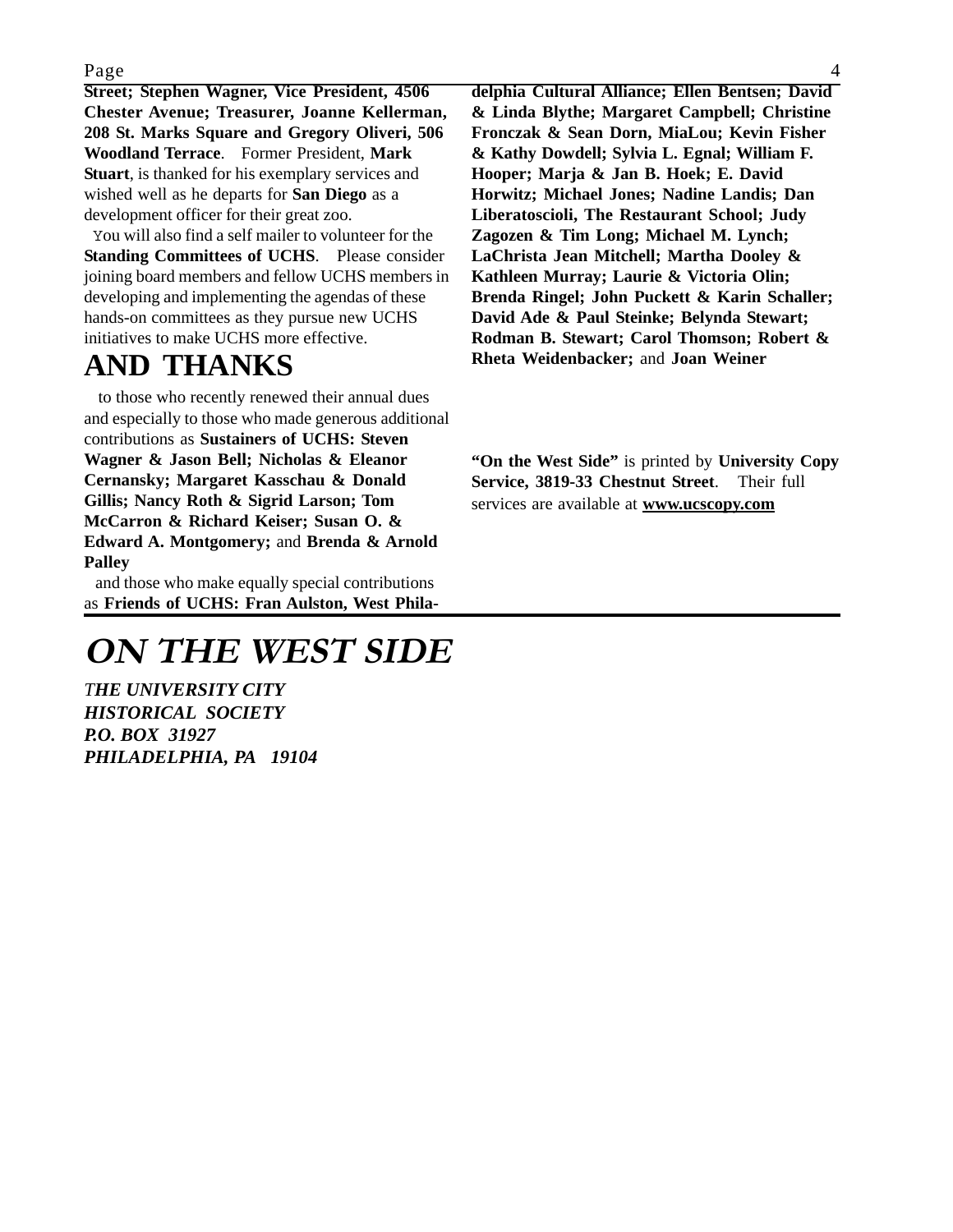**Street; Stephen Wagner, Vice President, 4506 Chester Avenue; Treasurer, Joanne Kellerman, 208 St. Marks Square and Gregory Oliveri, 506 Woodland Terrace**. Former President, **Mark Stuart**, is thanked for his exemplary services and wished well as he departs for **San Diego** as a development officer for their great zoo.

You will also find a self mailer to volunteer for the **Standing Committees of UCHS**. Please consider joining board members and fellow UCHS members in developing and implementing the agendas of these hands-on committees as they pursue new UCHS initiatives to make UCHS more effective.

## AND THANKS

to those who recently renewed their annual dues and especially to those who made generous additional contributions as **Sustainers of UCHS: Steven Wagner & Jason Bell; Nicholas & Eleanor Cernansky; Margaret Kasschau & Donald Gillis; Nancy Roth & Sigrid Larson; Tom McCarron & Richard Keiser; Susan O. & Edward A. Montgomery;** and **Brenda & Arnold Palley**

and those who make equally special contributions as **Friends of UCHS: Fran Aulston, West Philadelphia Cultural Alliance; Ellen Bentsen; David & Linda Blythe; Margaret Campbell; Christine Fronczak & Sean Dorn, MiaLou; Kevin Fisher & Kathy Dowdell; Sylvia L. Egnal; William F. Hooper; Marja & Jan B. Hoek; E. David Horwitz; Michael Jones; Nadine Landis; Dan Liberatoscioli, The Restaurant School; Judy Zagozen & Tim Long; Michael M. Lynch; LaChrista Jean Mitchell; Martha Dooley & Kathleen Murray; Laurie & Victoria Olin; Brenda Ringel; John Puckett & Karin Schaller; David Ade & Paul Steinke; Belynda Stewart; Rodman B. Stewart; Carol Thomson; Robert & Rheta Weidenbacker;** and **Joan Weiner**

**"On the West Side"** is printed by **University Copy Service, 3819-33 Chestnut Street**. Their full services are available at **[www.ucscopy.com](http://www.ucscopy.com)**

---

# *ON THE WEST SIDE*

***THE UNIVERSITY CITY***
***HISTORICAL SOCIETY***
***P.O. BOX 31927***
***PHILADELPHIA, PA 19104***